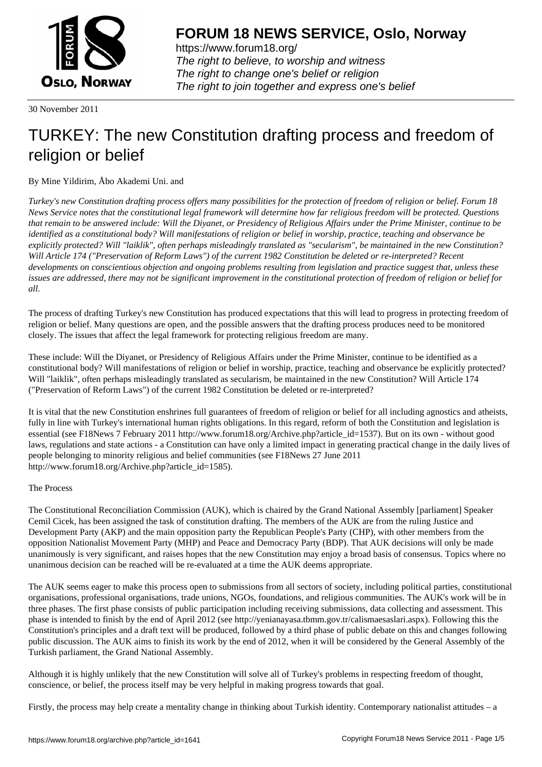**FORUM 18 NEWS SERVICE, Oslo, Norway**

https://www.forum18.org/
*The right to believe, to worship and witness*
*The right to change one's belief or religion*
*The right to join together and express one's belief*

30 November 2011

# TURKEY: The new Constitution drafting process and freedom of religion or belief

By Mine Yildirim, Åbo Akademi Uni. and

*Turkey's new Constitution drafting process offers many possibilities for the protection of freedom of religion or belief. Forum 18 News Service notes that the constitutional legal framework will determine how far religious freedom will be protected. Questions that remain to be answered include: Will the Diyanet, or Presidency of Religious Affairs under the Prime Minister, continue to be identified as a constitutional body? Will manifestations of religion or belief in worship, practice, teaching and observance be explicitly protected? Will "laiklik", often perhaps misleadingly translated as "secularism", be maintained in the new Constitution? Will Article 174 ("Preservation of Reform Laws") of the current 1982 Constitution be deleted or re-interpreted? Recent developments on conscientious objection and ongoing problems resulting from legislation and practice suggest that, unless these issues are addressed, there may not be significant improvement in the constitutional protection of freedom of religion or belief for all.*

The process of drafting Turkey's new Constitution has produced expectations that this will lead to progress in protecting freedom of religion or belief. Many questions are open, and the possible answers that the drafting process produces need to be monitored closely. The issues that affect the legal framework for protecting religious freedom are many.

These include: Will the Diyanet, or Presidency of Religious Affairs under the Prime Minister, continue to be identified as a constitutional body? Will manifestations of religion or belief in worship, practice, teaching and observance be explicitly protected? Will "laiklik", often perhaps misleadingly translated as secularism, be maintained in the new Constitution? Will Article 174 ("Preservation of Reform Laws") of the current 1982 Constitution be deleted or re-interpreted?

It is vital that the new Constitution enshrines full guarantees of freedom of religion or belief for all including agnostics and atheists, fully in line with Turkey's international human rights obligations. In this regard, reform of both the Constitution and legislation is essential (see F18News 7 February 2011 http://www.forum18.org/Archive.php?article_id=1537). But on its own - without good laws, regulations and state actions - a Constitution can have only a limited impact in generating practical change in the daily lives of people belonging to minority religious and belief communities (see F18News 27 June 2011 http://www.forum18.org/Archive.php?article_id=1585).

The Process

The Constitutional Reconciliation Commission (AUK), which is chaired by the Grand National Assembly [parliament] Speaker Cemil Cicek, has been assigned the task of constitution drafting. The members of the AUK are from the ruling Justice and Development Party (AKP) and the main opposition party the Republican People's Party (CHP), with other members from the opposition Nationalist Movement Party (MHP) and Peace and Democracy Party (BDP). That AUK decisions will only be made unanimously is very significant, and raises hopes that the new Constitution may enjoy a broad basis of consensus. Topics where no unanimous decision can be reached will be re-evaluated at a time the AUK deems appropriate.

The AUK seems eager to make this process open to submissions from all sectors of society, including political parties, constitutional organisations, professional organisations, trade unions, NGOs, foundations, and religious communities. The AUK's work will be in three phases. The first phase consists of public participation including receiving submissions, data collecting and assessment. This phase is intended to finish by the end of April 2012 (see http://yenianayasa.tbmm.gov.tr/calismaesaslari.aspx). Following this the Constitution's principles and a draft text will be produced, followed by a third phase of public debate on this and changes following public discussion. The AUK aims to finish its work by the end of 2012, when it will be considered by the General Assembly of the Turkish parliament, the Grand National Assembly.

Although it is highly unlikely that the new Constitution will solve all of Turkey's problems in respecting freedom of thought, conscience, or belief, the process itself may be very helpful in making progress towards that goal.

Firstly, the process may help create a mentality change in thinking about Turkish identity. Contemporary nationalist attitudes – a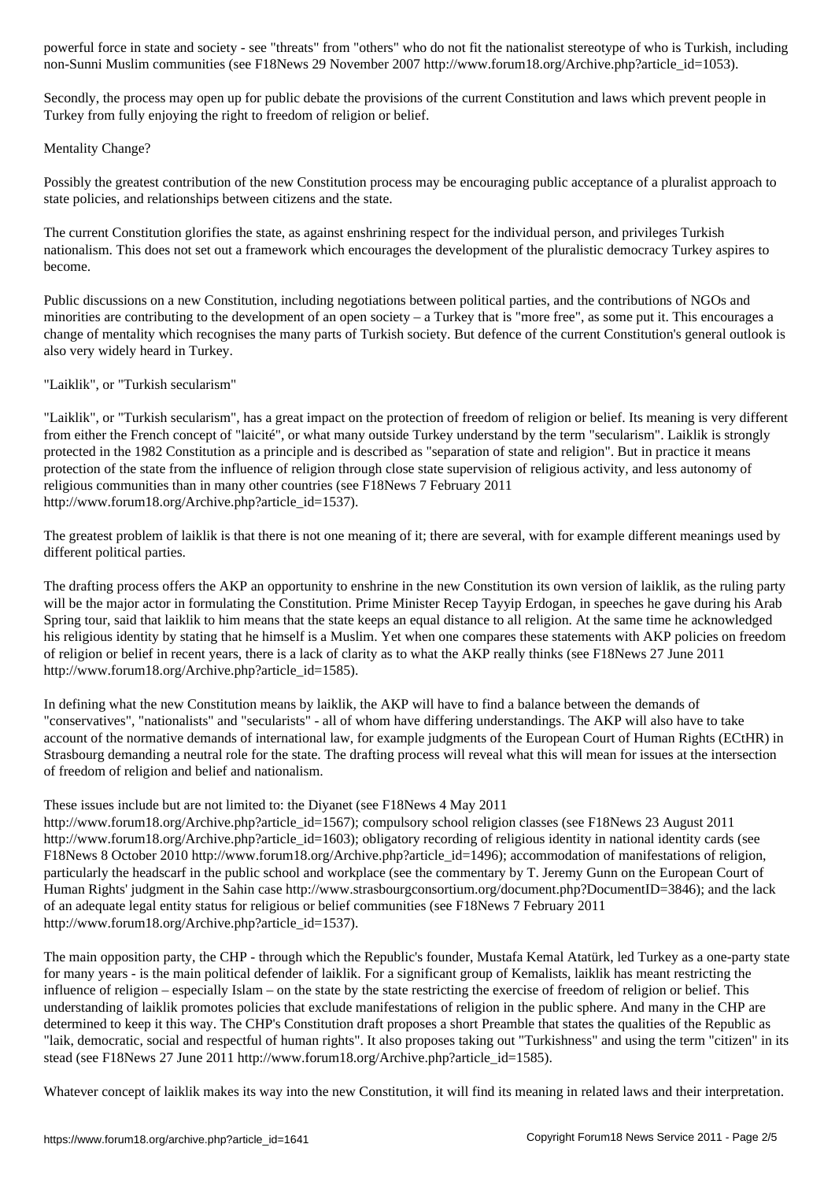powerful force in state and society - see "threats" from "others" who do not fit the nationalist stereotype of who is Turkish, including non-Sunni Muslim communities (see F18News 29 November 2007 http://www.forum18.org/Archive.php?article_id=1053).

Secondly, the process may open up for public debate the provisions of the current Constitution and laws which prevent people in Turkey from fully enjoying the right to freedom of religion or belief.

## Mentality Change?

Possibly the greatest contribution of the new Constitution process may be encouraging public acceptance of a pluralist approach to state policies, and relationships between citizens and the state.

The current Constitution glorifies the state, as against enshrining respect for the individual person, and privileges Turkish nationalism. This does not set out a framework which encourages the development of the pluralistic democracy Turkey aspires to become.

Public discussions on a new Constitution, including negotiations between political parties, and the contributions of NGOs and minorities are contributing to the development of an open society – a Turkey that is "more free", as some put it. This encourages a change of mentality which recognises the many parts of Turkish society. But defence of the current Constitution's general outlook is also very widely heard in Turkey.

## "Laiklik", or "Turkish secularism"

"Laiklik", or "Turkish secularism", has a great impact on the protection of freedom of religion or belief. Its meaning is very different from either the French concept of "laicité", or what many outside Turkey understand by the term "secularism". Laiklik is strongly protected in the 1982 Constitution as a principle and is described as "separation of state and religion". But in practice it means protection of the state from the influence of religion through close state supervision of religious activity, and less autonomy of religious communities than in many other countries (see F18News 7 February 2011 http://www.forum18.org/Archive.php?article_id=1537).

The greatest problem of laiklik is that there is not one meaning of it; there are several, with for example different meanings used by different political parties.

The drafting process offers the AKP an opportunity to enshrine in the new Constitution its own version of laiklik, as the ruling party will be the major actor in formulating the Constitution. Prime Minister Recep Tayyip Erdogan, in speeches he gave during his Arab Spring tour, said that laiklik to him means that the state keeps an equal distance to all religion. At the same time he acknowledged his religious identity by stating that he himself is a Muslim. Yet when one compares these statements with AKP policies on freedom of religion or belief in recent years, there is a lack of clarity as to what the AKP really thinks (see F18News 27 June 2011 http://www.forum18.org/Archive.php?article_id=1585).

In defining what the new Constitution means by laiklik, the AKP will have to find a balance between the demands of "conservatives", "nationalists" and "secularists" - all of whom have differing understandings. The AKP will also have to take account of the normative demands of international law, for example judgments of the European Court of Human Rights (ECtHR) in Strasbourg demanding a neutral role for the state. The drafting process will reveal what this will mean for issues at the intersection of freedom of religion and belief and nationalism.

These issues include but are not limited to: the Diyanet (see F18News 4 May 2011 http://www.forum18.org/Archive.php?article_id=1567); compulsory school religion classes (see F18News 23 August 2011 http://www.forum18.org/Archive.php?article_id=1603); obligatory recording of religious identity in national identity cards (see F18News 8 October 2010 http://www.forum18.org/Archive.php?article_id=1496); accommodation of manifestations of religion, particularly the headscarf in the public school and workplace (see the commentary by T. Jeremy Gunn on the European Court of Human Rights' judgment in the Sahin case http://www.strasbourgconsortium.org/document.php?DocumentID=3846); and the lack of an adequate legal entity status for religious or belief communities (see F18News 7 February 2011 http://www.forum18.org/Archive.php?article_id=1537).

The main opposition party, the CHP - through which the Republic's founder, Mustafa Kemal Atatürk, led Turkey as a one-party state for many years - is the main political defender of laiklik. For a significant group of Kemalists, laiklik has meant restricting the influence of religion – especially Islam – on the state by the state restricting the exercise of freedom of religion or belief. This understanding of laiklik promotes policies that exclude manifestations of religion in the public sphere. And many in the CHP are determined to keep it this way. The CHP's Constitution draft proposes a short Preamble that states the qualities of the Republic as "laik, democratic, social and respectful of human rights". It also proposes taking out "Turkishness" and using the term "citizen" in its stead (see F18News 27 June 2011 http://www.forum18.org/Archive.php?article_id=1585).

Whatever concept of laiklik makes its way into the new Constitution, it will find its meaning in related laws and their interpretation.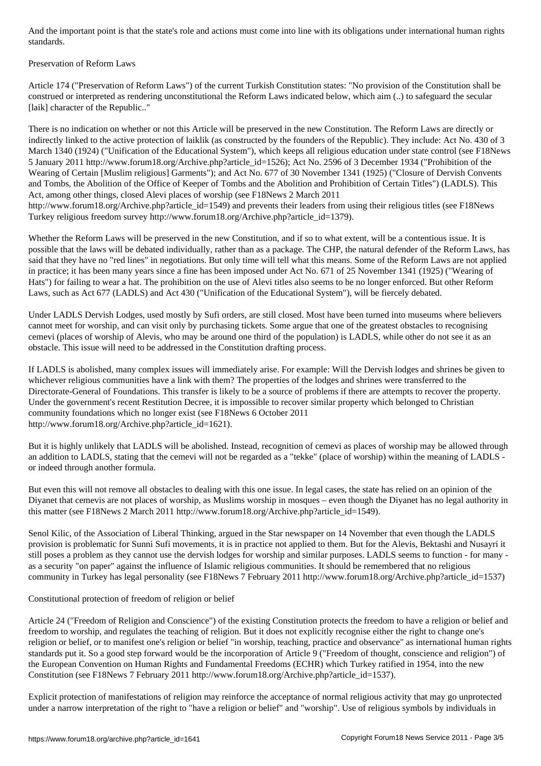And the important point is that the state's role and actions must come into line with its obligations under international human rights standards.

## Preservation of Reform Laws

Article 174 ("Preservation of Reform Laws") of the current Turkish Constitution states: "No provision of the Constitution shall be construed or interpreted as rendering unconstitutional the Reform Laws indicated below, which aim (..) to safeguard the secular [laik] character of the Republic.."

There is no indication on whether or not this Article will be preserved in the new Constitution. The Reform Laws are directly or indirectly linked to the active protection of laiklik (as constructed by the founders of the Republic). They include: Act No. 430 of 3 March 1340 (1924) ("Unification of the Educational System"), which keeps all religious education under state control (see F18News 5 January 2011 http://www.forum18.org/Archive.php?article_id=1526); Act No. 2596 of 3 December 1934 ("Prohibition of the Wearing of Certain [Muslim religious] Garments"); and Act No. 677 of 30 November 1341 (1925) ("Closure of Dervish Convents and Tombs, the Abolition of the Office of Keeper of Tombs and the Abolition and Prohibition of Certain Titles") (LADLS). This Act, among other things, closed Alevi places of worship (see F18News 2 March 2011 http://www.forum18.org/Archive.php?article_id=1549) and prevents their leaders from using their religious titles (see F18News Turkey religious freedom survey http://www.forum18.org/Archive.php?article_id=1379).

Whether the Reform Laws will be preserved in the new Constitution, and if so to what extent, will be a contentious issue. It is possible that the laws will be debated individually, rather than as a package. The CHP, the natural defender of the Reform Laws, has said that they have no "red lines" in negotiations. But only time will tell what this means. Some of the Reform Laws are not applied in practice; it has been many years since a fine has been imposed under Act No. 671 of 25 November 1341 (1925) ("Wearing of Hats") for failing to wear a hat. The prohibition on the use of Alevi titles also seems to be no longer enforced. But other Reform Laws, such as Act 677 (LADLS) and Act 430 ("Unification of the Educational System"), will be fiercely debated.

Under LADLS Dervish Lodges, used mostly by Sufi orders, are still closed. Most have been turned into museums where believers cannot meet for worship, and can visit only by purchasing tickets. Some argue that one of the greatest obstacles to recognising cemevi (places of worship of Alevis, who may be around one third of the population) is LADLS, while other do not see it as an obstacle. This issue will need to be addressed in the Constitution drafting process.

If LADLS is abolished, many complex issues will immediately arise. For example: Will the Dervish lodges and shrines be given to whichever religious communities have a link with them? The properties of the lodges and shrines were transferred to the Directorate-General of Foundations. This transfer is likely to be a source of problems if there are attempts to recover the property. Under the government's recent Restitution Decree, it is impossible to recover similar property which belonged to Christian community foundations which no longer exist (see F18News 6 October 2011 http://www.forum18.org/Archive.php?article_id=1621).

But it is highly unlikely that LADLS will be abolished. Instead, recognition of cemevi as places of worship may be allowed through an addition to LADLS, stating that the cemevi will not be regarded as a "tekke" (place of worship) within the meaning of LADLS - or indeed through another formula.

But even this will not remove all obstacles to dealing with this one issue. In legal cases, the state has relied on an opinion of the Diyanet that cemevis are not places of worship, as Muslims worship in mosques – even though the Diyanet has no legal authority in this matter (see F18News 2 March 2011 http://www.forum18.org/Archive.php?article_id=1549).

Senol Kilic, of the Association of Liberal Thinking, argued in the Star newspaper on 14 November that even though the LADLS provision is problematic for Sunni Sufi movements, it is in practice not applied to them. But for the Alevis, Bektashi and Nusayri it still poses a problem as they cannot use the dervish lodges for worship and similar purposes. LADLS seems to function - for many - as a security "on paper" against the influence of Islamic religious communities. It should be remembered that no religious community in Turkey has legal personality (see F18News 7 February 2011 http://www.forum18.org/Archive.php?article_id=1537)

## Constitutional protection of freedom of religion or belief

Article 24 ("Freedom of Religion and Conscience") of the existing Constitution protects the freedom to have a religion or belief and freedom to worship, and regulates the teaching of religion. But it does not explicitly recognise either the right to change one's religion or belief, or to manifest one's religion or belief "in worship, teaching, practice and observance" as international human rights standards put it. So a good step forward would be the incorporation of Article 9 ("Freedom of thought, conscience and religion") of the European Convention on Human Rights and Fundamental Freedoms (ECHR) which Turkey ratified in 1954, into the new Constitution (see F18News 7 February 2011 http://www.forum18.org/Archive.php?article_id=1537).

Explicit protection of manifestations of religion may reinforce the acceptance of normal religious activity that may go unprotected under a narrow interpretation of the right to "have a religion or belief" and "worship". Use of religious symbols by individuals in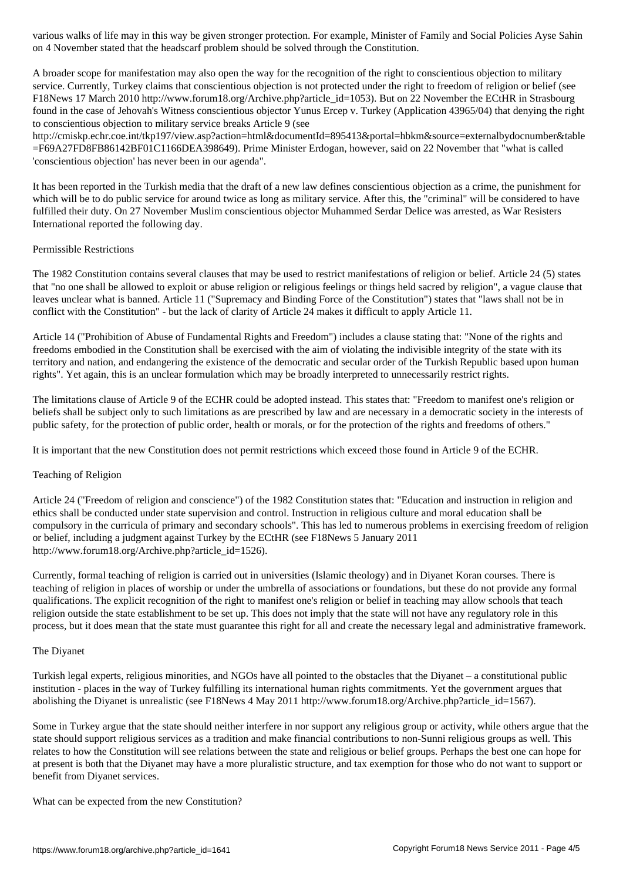various walks of life may in this way be given stronger protection. For example, Minister of Family and Social Policies Ayse Sahin on 4 November stated that the headscarf problem should be solved through the Constitution.

A broader scope for manifestation may also open the way for the recognition of the right to conscientious objection to military service. Currently, Turkey claims that conscientious objection is not protected under the right to freedom of religion or belief (see F18News 17 March 2010 http://www.forum18.org/Archive.php?article_id=1053). But on 22 November the ECtHR in Strasbourg found in the case of Jehovah's Witness conscientious objector Yunus Ercep v. Turkey (Application 43965/04) that denying the right to conscientious objection to military service breaks Article 9 (see http://cmiskp.echr.coe.int/tkp197/view.asp?action=html&documentId=895413&portal=hbkm&source=externalbydocnumber&table=F69A27FD8FB86142BF01C1166DEA398649). Prime Minister Erdogan, however, said on 22 November that "what is called 'conscientious objection' has never been in our agenda".

It has been reported in the Turkish media that the draft of a new law defines conscientious objection as a crime, the punishment for which will be to do public service for around twice as long as military service. After this, the "criminal" will be considered to have fulfilled their duty. On 27 November Muslim conscientious objector Muhammed Serdar Delice was arrested, as War Resisters International reported the following day.

## Permissible Restrictions

The 1982 Constitution contains several clauses that may be used to restrict manifestations of religion or belief. Article 24 (5) states that "no one shall be allowed to exploit or abuse religion or religious feelings or things held sacred by religion", a vague clause that leaves unclear what is banned. Article 11 ("Supremacy and Binding Force of the Constitution") states that "laws shall not be in conflict with the Constitution" - but the lack of clarity of Article 24 makes it difficult to apply Article 11.

Article 14 ("Prohibition of Abuse of Fundamental Rights and Freedom") includes a clause stating that: "None of the rights and freedoms embodied in the Constitution shall be exercised with the aim of violating the indivisible integrity of the state with its territory and nation, and endangering the existence of the democratic and secular order of the Turkish Republic based upon human rights". Yet again, this is an unclear formulation which may be broadly interpreted to unnecessarily restrict rights.

The limitations clause of Article 9 of the ECHR could be adopted instead. This states that: "Freedom to manifest one's religion or beliefs shall be subject only to such limitations as are prescribed by law and are necessary in a democratic society in the interests of public safety, for the protection of public order, health or morals, or for the protection of the rights and freedoms of others."

It is important that the new Constitution does not permit restrictions which exceed those found in Article 9 of the ECHR.

## Teaching of Religion

Article 24 ("Freedom of religion and conscience") of the 1982 Constitution states that: "Education and instruction in religion and ethics shall be conducted under state supervision and control. Instruction in religious culture and moral education shall be compulsory in the curricula of primary and secondary schools". This has led to numerous problems in exercising freedom of religion or belief, including a judgment against Turkey by the ECtHR (see F18News 5 January 2011 http://www.forum18.org/Archive.php?article_id=1526).

Currently, formal teaching of religion is carried out in universities (Islamic theology) and in Diyanet Koran courses. There is teaching of religion in places of worship or under the umbrella of associations or foundations, but these do not provide any formal qualifications. The explicit recognition of the right to manifest one's religion or belief in teaching may allow schools that teach religion outside the state establishment to be set up. This does not imply that the state will not have any regulatory role in this process, but it does mean that the state must guarantee this right for all and create the necessary legal and administrative framework.

## The Diyanet

Turkish legal experts, religious minorities, and NGOs have all pointed to the obstacles that the Diyanet – a constitutional public institution - places in the way of Turkey fulfilling its international human rights commitments. Yet the government argues that abolishing the Diyanet is unrealistic (see F18News 4 May 2011 http://www.forum18.org/Archive.php?article_id=1567).

Some in Turkey argue that the state should neither interfere in nor support any religious group or activity, while others argue that the state should support religious services as a tradition and make financial contributions to non-Sunni religious groups as well. This relates to how the Constitution will see relations between the state and religious or belief groups. Perhaps the best one can hope for at present is both that the Diyanet may have a more pluralistic structure, and tax exemption for those who do not want to support or benefit from Diyanet services.

## What can be expected from the new Constitution?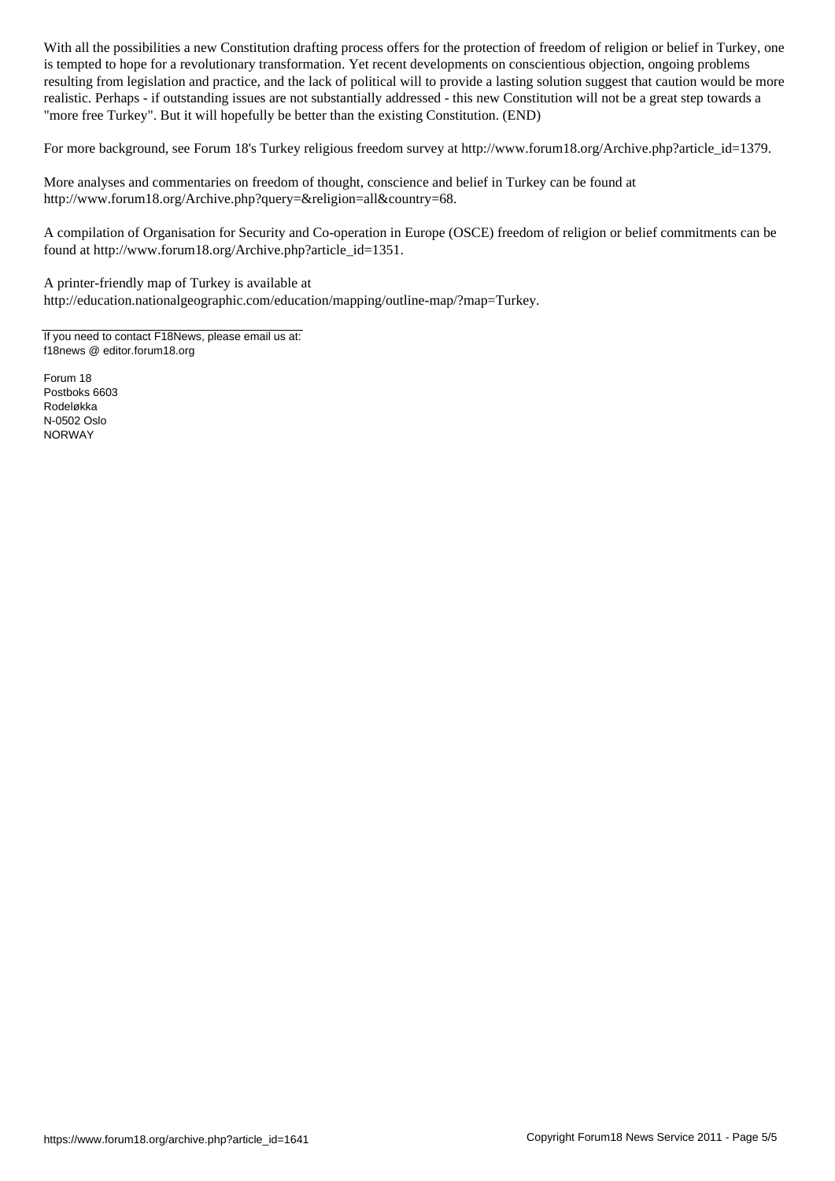With all the possibilities a new Constitution drafting process offers for the protection of freedom of religion or belief in Turkey, one is tempted to hope for a revolutionary transformation. Yet recent developments on conscientious objection, ongoing problems resulting from legislation and practice, and the lack of political will to provide a lasting solution suggest that caution would be more realistic. Perhaps - if outstanding issues are not substantially addressed - this new Constitution will not be a great step towards a "more free Turkey". But it will hopefully be better than the existing Constitution. (END)

For more background, see Forum 18's Turkey religious freedom survey at http://www.forum18.org/Archive.php?article_id=1379.

More analyses and commentaries on freedom of thought, conscience and belief in Turkey can be found at http://www.forum18.org/Archive.php?query=&religion=all&country=68.

A compilation of Organisation for Security and Co-operation in Europe (OSCE) freedom of religion or belief commitments can be found at http://www.forum18.org/Archive.php?article_id=1351.

A printer-friendly map of Turkey is available at http://education.nationalgeographic.com/education/mapping/outline-map/?map=Turkey.

If you need to contact F18News, please email us at:
f18news @ editor.forum18.org

Forum 18
Postboks 6603
Rodeløkka
N-0502 Oslo
NORWAY